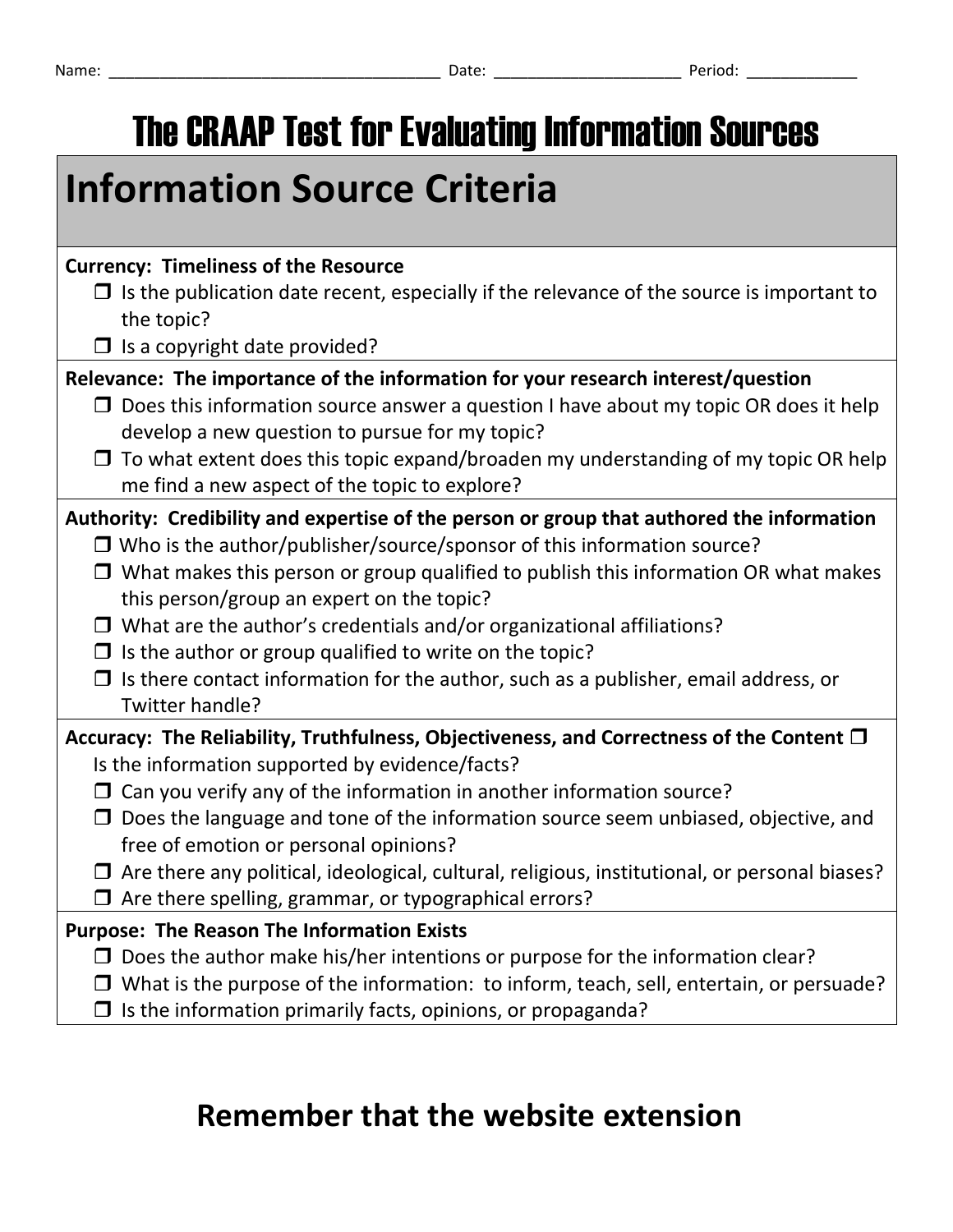Name: _____________________________________ Date: _____________________ Period: ____________

# The CRAAP Test for Evaluating Information Sources

## Information Source Criteria

**Currency: Timeliness of the Resource**

- ❒ Is the publication date recent, especially if the relevance of the source is important to the topic?
- ❒ Is a copyright date provided?

**Relevance: The importance of the information for your research interest/question**

- ❒ Does this information source answer a question I have about my topic OR does it help develop a new question to pursue for my topic?
- ❒ To what extent does this topic expand/broaden my understanding of my topic OR help me find a new aspect of the topic to explore?

**Authority: Credibility and expertise of the person or group that authored the information**

- ❒ Who is the author/publisher/source/sponsor of this information source?
- ❒ What makes this person or group qualified to publish this information OR what makes this person/group an expert on the topic?
- ❒ What are the author's credentials and/or organizational affiliations?
- ❒ Is the author or group qualified to write on the topic?
- ❒ Is there contact information for the author, such as a publisher, email address, or Twitter handle?

**Accuracy: The Reliability, Truthfulness, Objectiveness, and Correctness of the Content** ❒ Is the information supported by evidence/facts?

- ❒ Can you verify any of the information in another information source?
- ❒ Does the language and tone of the information source seem unbiased, objective, and free of emotion or personal opinions?
- ❒ Are there any political, ideological, cultural, religious, institutional, or personal biases?
- ❒ Are there spelling, grammar, or typographical errors?

**Purpose: The Reason The Information Exists**

- ❒ Does the author make his/her intentions or purpose for the information clear?
- ❒ What is the purpose of the information: to inform, teach, sell, entertain, or persuade?
- ❒ Is the information primarily facts, opinions, or propaganda?

## Remember that the website extension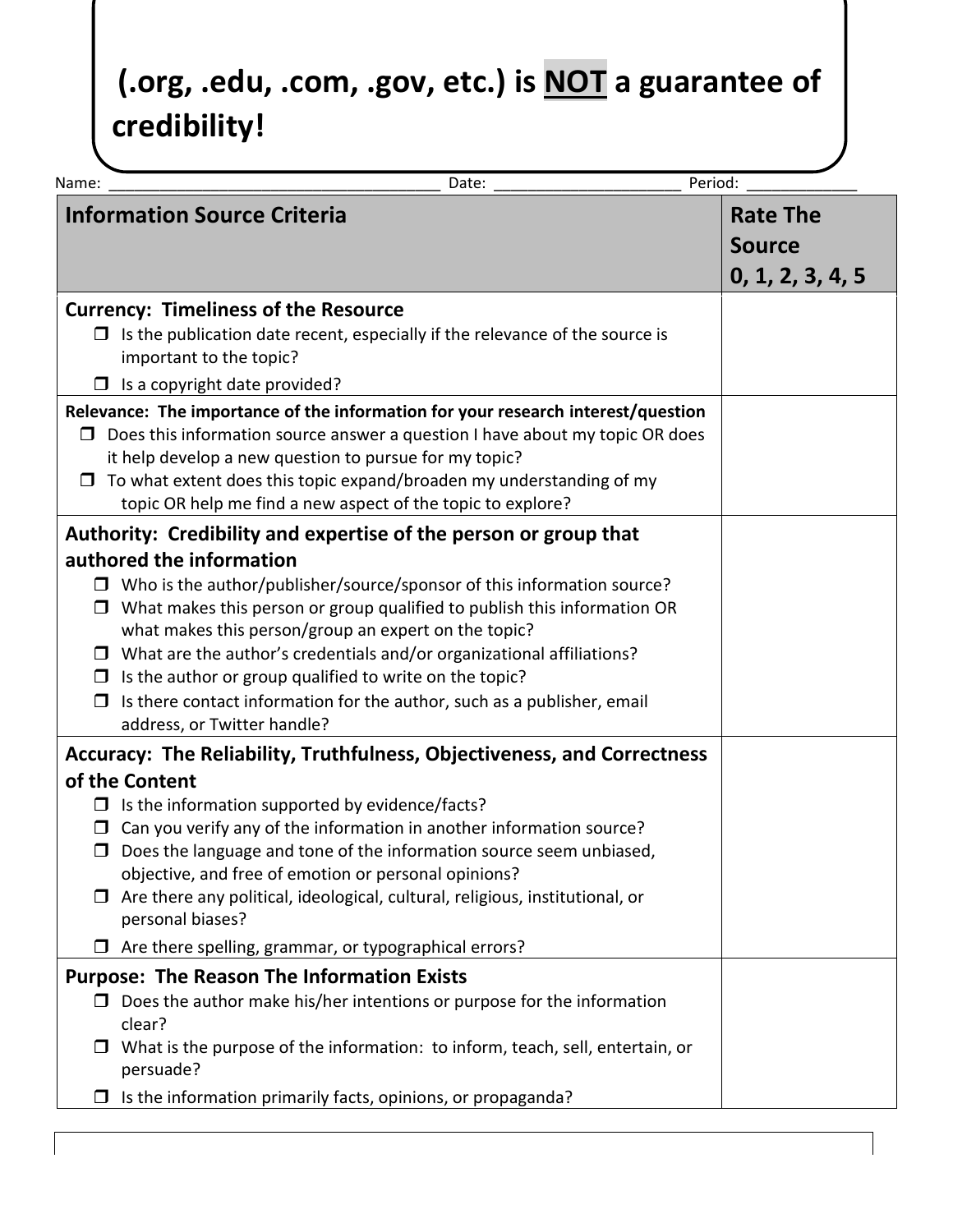**(.org, .edu, .com, .gov, etc.) is NOT a guarantee of credibility!**

Name: ______________________________________ Date: _____________________ Period: ____________

| Information Source Criteria | Rate The Source 0, 1, 2, 3, 4, 5 |
|---|---|
| **Currency: Timeliness of the Resource**<br>☐ Is the publication date recent, especially if the relevance of the source is important to the topic?<br>☐ Is a copyright date provided? | |
| **Relevance: The importance of the information for your research interest/question**<br>☐ Does this information source answer a question I have about my topic OR does it help develop a new question to pursue for my topic?<br>☐ To what extent does this topic expand/broaden my understanding of my topic OR help me find a new aspect of the topic to explore? | |
| **Authority: Credibility and expertise of the person or group that authored the information**<br>☐ Who is the author/publisher/source/sponsor of this information source?<br>☐ What makes this person or group qualified to publish this information OR what makes this person/group an expert on the topic?<br>☐ What are the author's credentials and/or organizational affiliations?<br>☐ Is the author or group qualified to write on the topic?<br>☐ Is there contact information for the author, such as a publisher, email address, or Twitter handle? | |
| **Accuracy: The Reliability, Truthfulness, Objectiveness, and Correctness of the Content**<br>☐ Is the information supported by evidence/facts?<br>☐ Can you verify any of the information in another information source?<br>☐ Does the language and tone of the information source seem unbiased, objective, and free of emotion or personal opinions?<br>☐ Are there any political, ideological, cultural, religious, institutional, or personal biases?<br>☐ Are there spelling, grammar, or typographical errors? | |
| **Purpose: The Reason The Information Exists**<br>☐ Does the author make his/her intentions or purpose for the information clear?<br>☐ What is the purpose of the information: to inform, teach, sell, entertain, or persuade?<br>☐ Is the information primarily facts, opinions, or propaganda? | |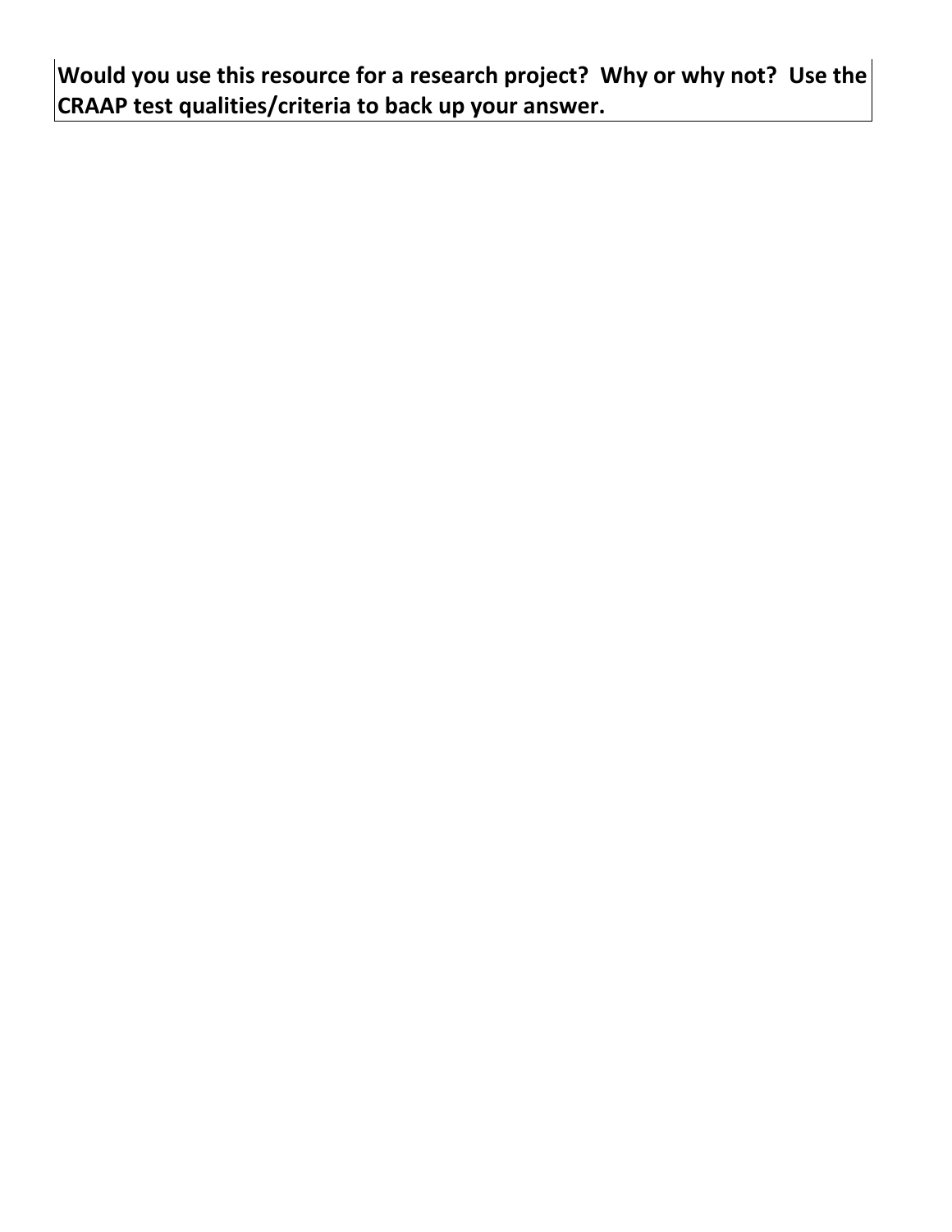**Would you use this resource for a research project? Why or why not? Use the CRAAP test qualities/criteria to back up your answer.**